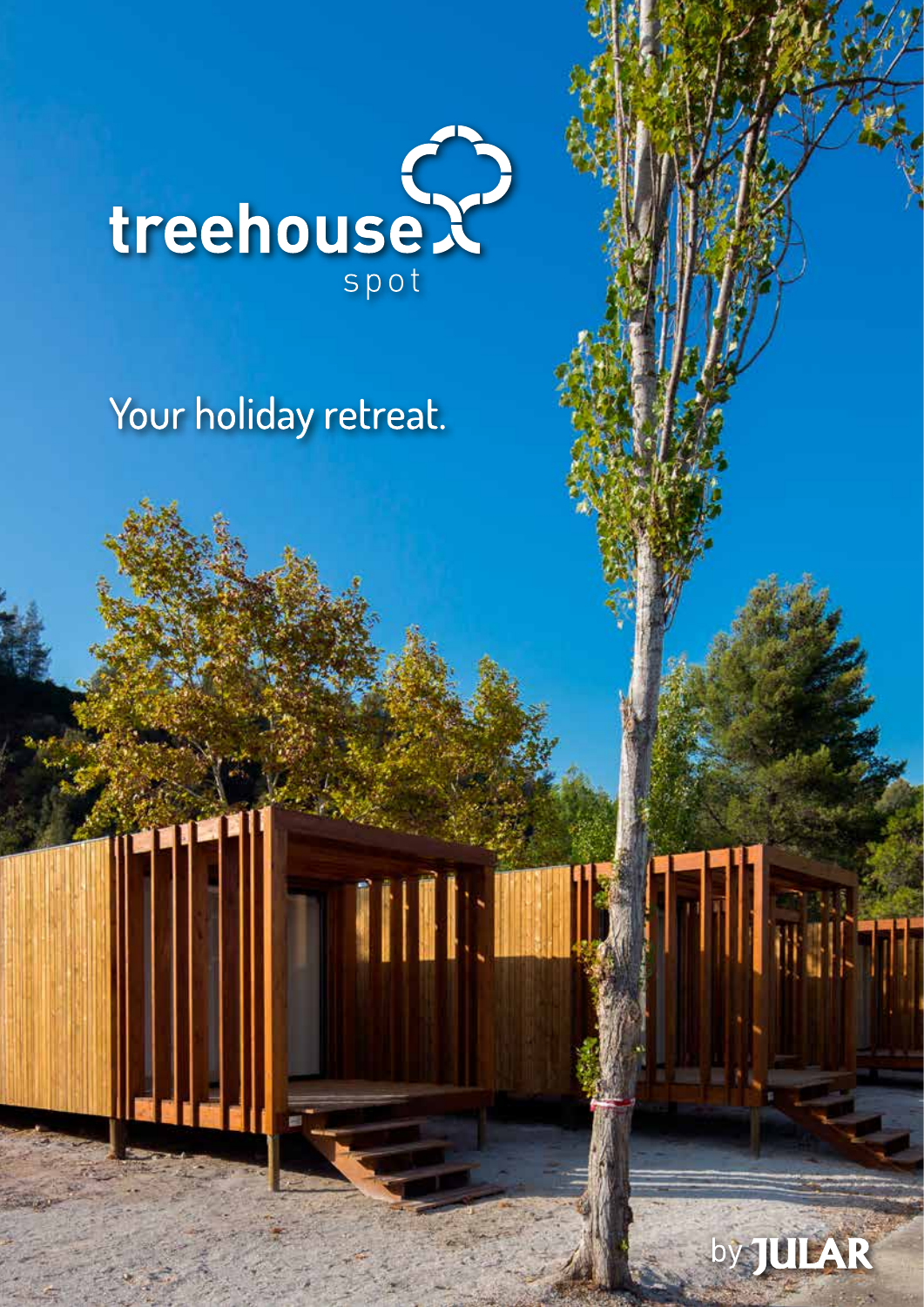# treehouse spot

## Your holiday retreat.

by JULAR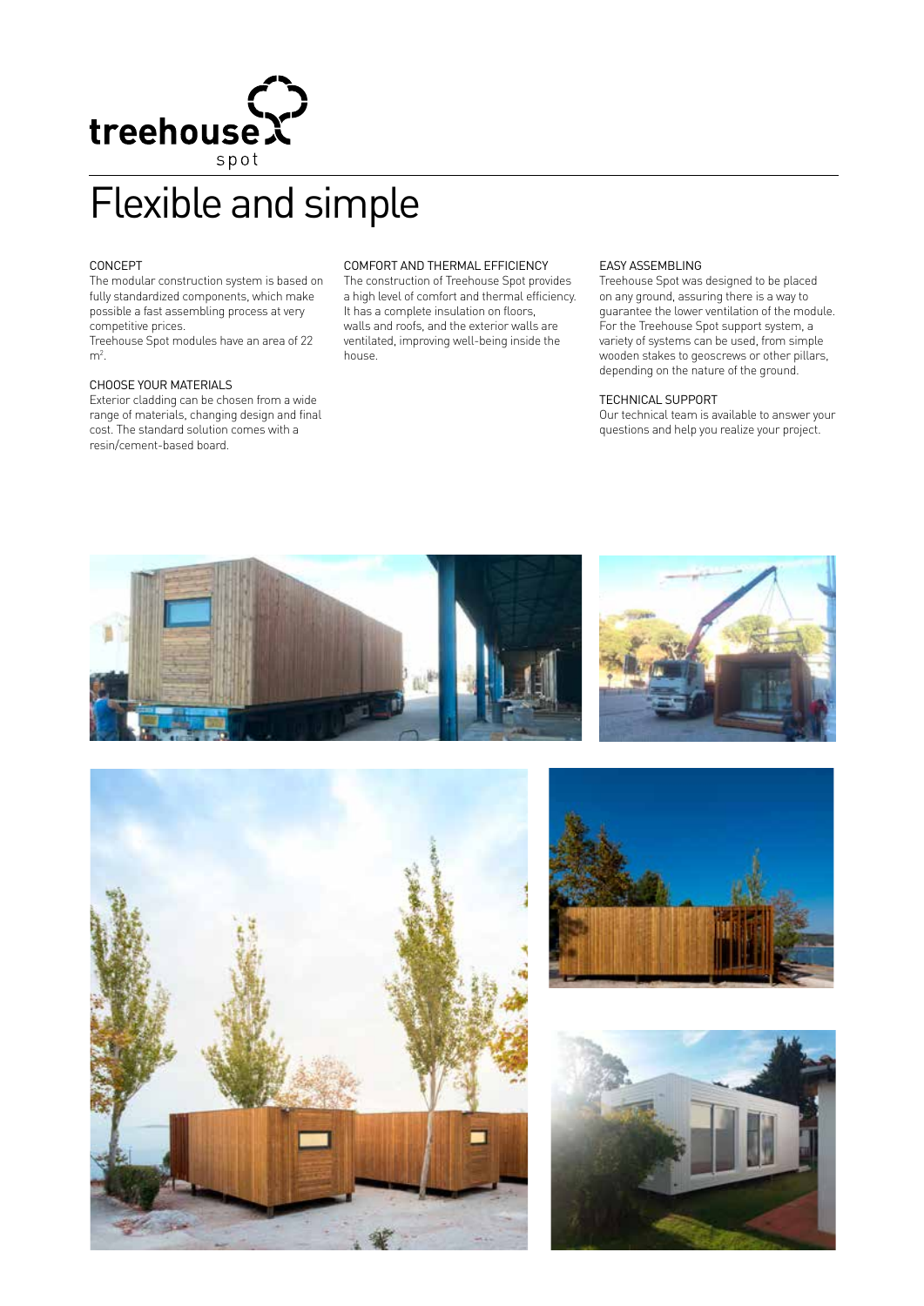treehouse spot

# Flexible and simple

### CONCEPT

The modular construction system is based on fully standardized components, which make possible a fast assembling process at very competitive prices.
Treehouse Spot modules have an area of 22 $m^2$.

### CHOOSE YOUR MATERIALS

Exterior cladding can be chosen from a wide range of materials, changing design and final cost. The standard solution comes with a resin/cement-based board.

### COMFORT AND THERMAL EFFICIENCY

The construction of Treehouse Spot provides a high level of comfort and thermal efficiency. It has a complete insulation on floors, walls and roofs, and the exterior walls are ventilated, improving well-being inside the house.

### EASY ASSEMBLING

Treehouse Spot was designed to be placed on any ground, assuring there is a way to guarantee the lower ventilation of the module. For the Treehouse Spot support system, a variety of systems can be used, from simple wooden stakes to geoscrews or other pillars, depending on the nature of the ground.

### TECHNICAL SUPPORT

Our technical team is available to answer your questions and help you realize your project.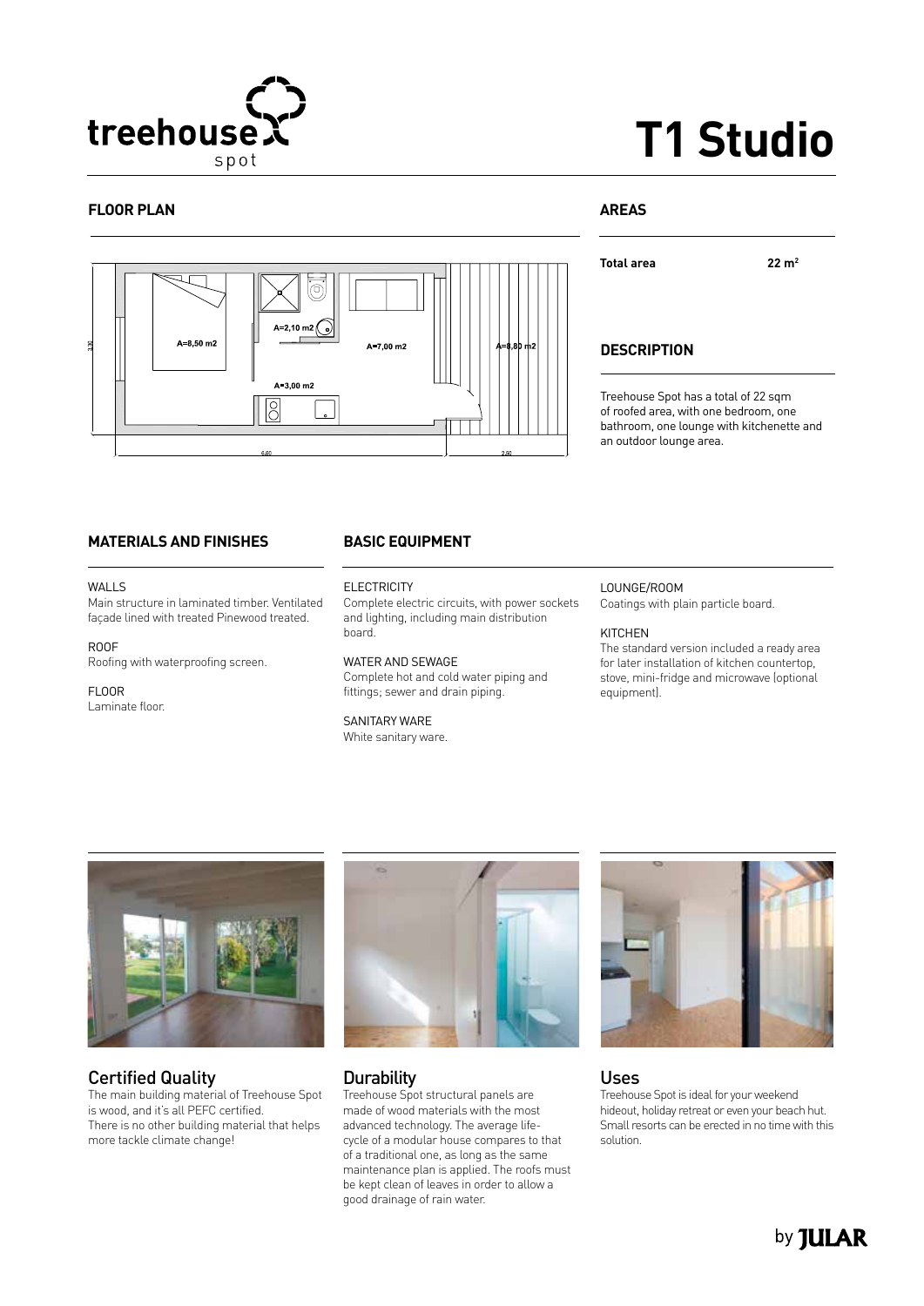treehouse spot

# T1 Studio

## FLOOR PLAN

A=8,50 m2

A=2,10 m2

A=7,00 m2

A=8,80 m2

A=3,00 m2

3,30

6,60

2,60

## AREAS

| **Total area** | **22 m$^2$** |
| --- | --- |

## DESCRIPTION

Treehouse Spot has a total of 22 sqm of roofed area, with one bedroom, one bathroom, one lounge with kitchenette and an outdoor lounge area.

## MATERIALS AND FINISHES

WALLS
Main structure in laminated timber. Ventilated façade lined with treated Pinewood treated.

ROOF
Roofing with waterproofing screen.

FLOOR
Laminate floor.

## BASIC EQUIPMENT

ELECTRICITY
Complete electric circuits, with power sockets and lighting, including main distribution board.

WATER AND SEWAGE
Complete hot and cold water piping and fittings; sewer and drain piping.

SANITARY WARE
White sanitary ware.

LOUNGE/ROOM
Coatings with plain particle board.

KITCHEN
The standard version included a ready area for later installation of kitchen countertop, stove, mini-fridge and microwave (optional equipment).

### Certified Quality

The main building material of Treehouse Spot is wood, and it's all PEFC certified. There is no other building material that helps more tackle climate change!

### Durability

Treehouse Spot structural panels are made of wood materials with the most advanced technology. The average life-cycle of a modular house compares to that of a traditional one, as long as the same maintenance plan is applied. The roofs must be kept clean of leaves in order to allow a good drainage of rain water.

### Uses

Treehouse Spot is ideal for your weekend hideout, holiday retreat or even your beach hut. Small resorts can be erected in no time with this solution.

by JULAR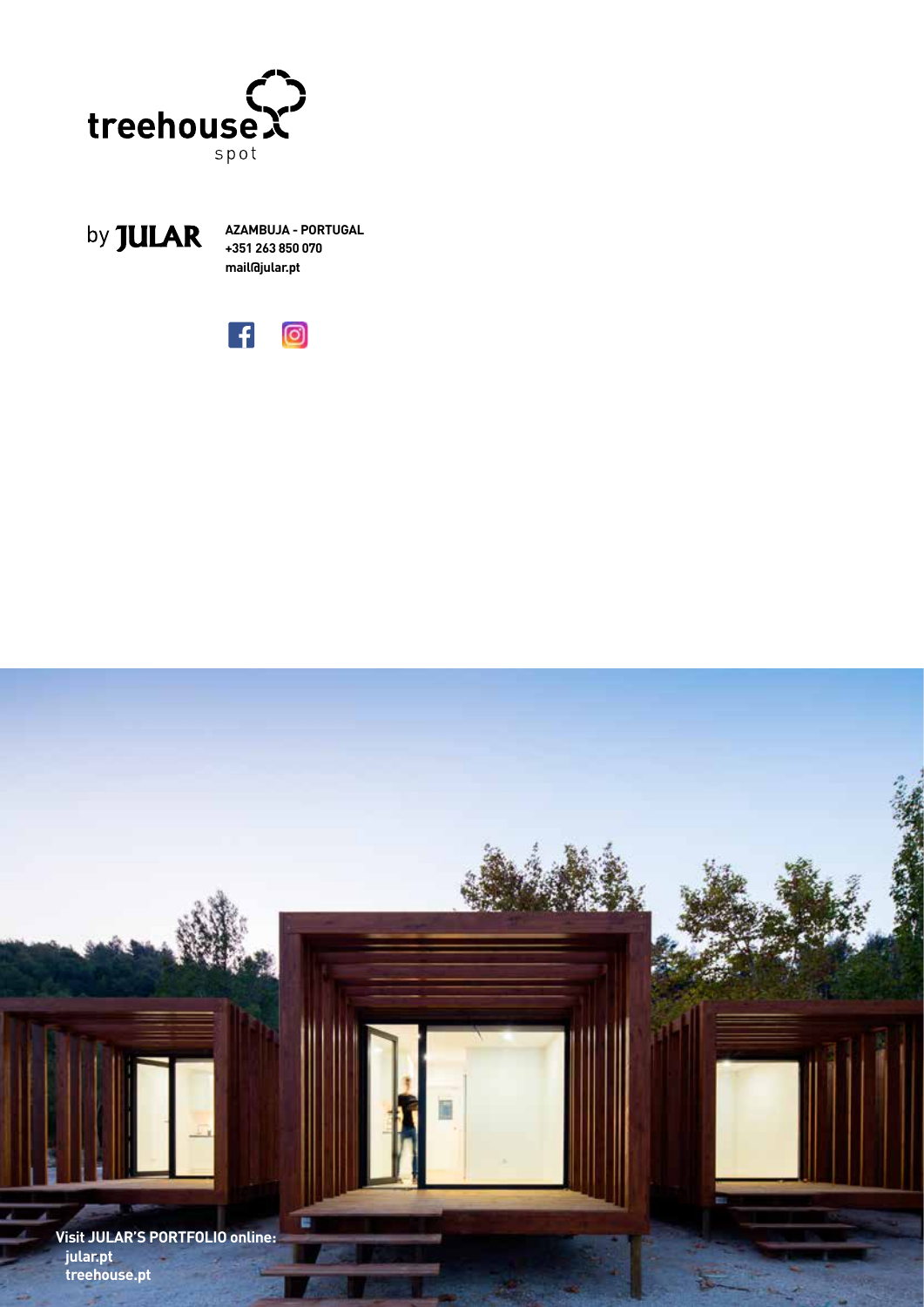treehouse spot

by JULAR

**AZAMBUJA - PORTUGAL**
**+351 263 850 070**
**mail@jular.pt**

**Visit JULAR'S PORTFOLIO online:**
**jular.pt**
**treehouse.pt**